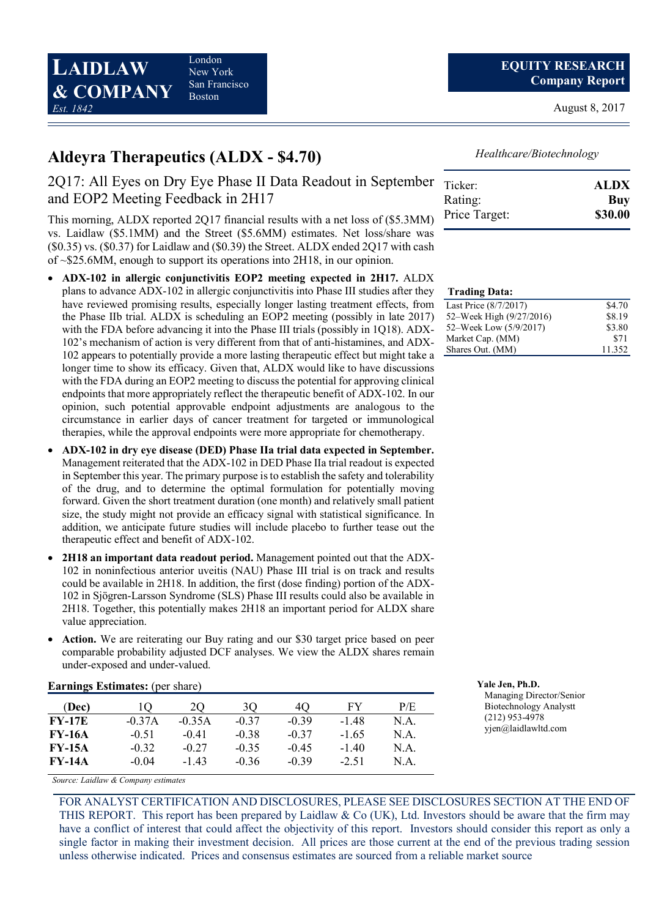LAIDLAW & COMPANY
Est. 1842

London
New York
San Francisco
Boston

**EQUITY RESEARCH**
**Company Report**

August 8, 2017

# Aldeyra Therapeutics (ALDX - $4.70)

*Healthcare/Biotechnology*

| Ticker: | **ALDX** |
|---|---|
| Rating: | **Buy** |
| Price Target: | **$30.00** |

## 2Q17: All Eyes on Dry Eye Phase II Data Readout in September and EOP2 Meeting Feedback in 2H17

This morning, ALDX reported 2Q17 financial results with a net loss of ($5.3MM) vs. Laidlaw ($5.1MM) and the Street ($5.6MM) estimates. Net loss/share was ($0.35) vs. ($0.37) for Laidlaw and ($0.39) the Street. ALDX ended 2Q17 with cash of ~$25.6MM, enough to support its operations into 2H18, in our opinion.

- **ADX-102 in allergic conjunctivitis EOP2 meeting expected in 2H17.** ALDX plans to advance ADX-102 in allergic conjunctivitis into Phase III studies after they have reviewed promising results, especially longer lasting treatment effects, from the Phase IIb trial. ALDX is scheduling an EOP2 meeting (possibly in late 2017) with the FDA before advancing it into the Phase III trials (possibly in 1Q18). ADX-102's mechanism of action is very different from that of anti-histamines, and ADX-102 appears to potentially provide a more lasting therapeutic effect but might take a longer time to show its efficacy. Given that, ALDX would like to have discussions with the FDA during an EOP2 meeting to discuss the potential for approving clinical endpoints that more appropriately reflect the therapeutic benefit of ADX-102. In our opinion, such potential approvable endpoint adjustments are analogous to the circumstance in earlier days of cancer treatment for targeted or immunological therapies, while the approval endpoints were more appropriate for chemotherapy.
- **ADX-102 in dry eye disease (DED) Phase IIa trial data expected in September.** Management reiterated that the ADX-102 in DED Phase IIa trial readout is expected in September this year. The primary purpose is to establish the safety and tolerability of the drug, and to determine the optimal formulation for potentially moving forward. Given the short treatment duration (one month) and relatively small patient size, the study might not provide an efficacy signal with statistical significance. In addition, we anticipate future studies will include placebo to further tease out the therapeutic effect and benefit of ADX-102.
- **2H18 an important data readout period.** Management pointed out that the ADX-102 in noninfectious anterior uveitis (NAU) Phase III trial is on track and results could be available in 2H18. In addition, the first (dose finding) portion of the ADX-102 in Sjögren-Larsson Syndrome (SLS) Phase III results could also be available in 2H18. Together, this potentially makes 2H18 an important period for ALDX share value appreciation.
- **Action.** We are reiterating our Buy rating and our $30 target price based on peer comparable probability adjusted DCF analyses. We view the ALDX shares remain under-exposed and under-valued.

**Trading Data:**

| | |
|---|---|
| Last Price (8/7/2017) | $4.70 |
| 52–Week High (9/27/2016) | $8.19 |
| 52–Week Low (5/9/2017) | $3.80 |
| Market Cap. (MM) | $71 |
| Shares Out. (MM) | 11.352 |

**Earnings Estimates:** (per share)

| (Dec) | 1Q | 2Q | 3Q | 4Q | FY | P/E |
|---|---|---|---|---|---|---|
| **FY-17E** | -0.37A | -0.35A | -0.37 | -0.39 | -1.48 | N.A. |
| **FY-16A** | -0.51 | -0.41 | -0.38 | -0.37 | -1.65 | N.A. |
| **FY-15A** | -0.32 | -0.27 | -0.35 | -0.45 | -1.40 | N.A. |
| **FY-14A** | -0.04 | -1.43 | -0.36 | -0.39 | -2.51 | N.A. |

*Source: Laidlaw & Company estimates*

**Yale Jen, Ph.D.**
Managing Director/Senior Biotechnology Analystt
(212) 953-4978
yjen@laidlawltd.com

FOR ANALYST CERTIFICATION AND DISCLOSURES, PLEASE SEE DISCLOSURES SECTION AT THE END OF THIS REPORT. This report has been prepared by Laidlaw & Co (UK), Ltd. Investors should be aware that the firm may have a conflict of interest that could affect the objectivity of this report. Investors should consider this report as only a single factor in making their investment decision. All prices are those current at the end of the previous trading session unless otherwise indicated. Prices and consensus estimates are sourced from a reliable market source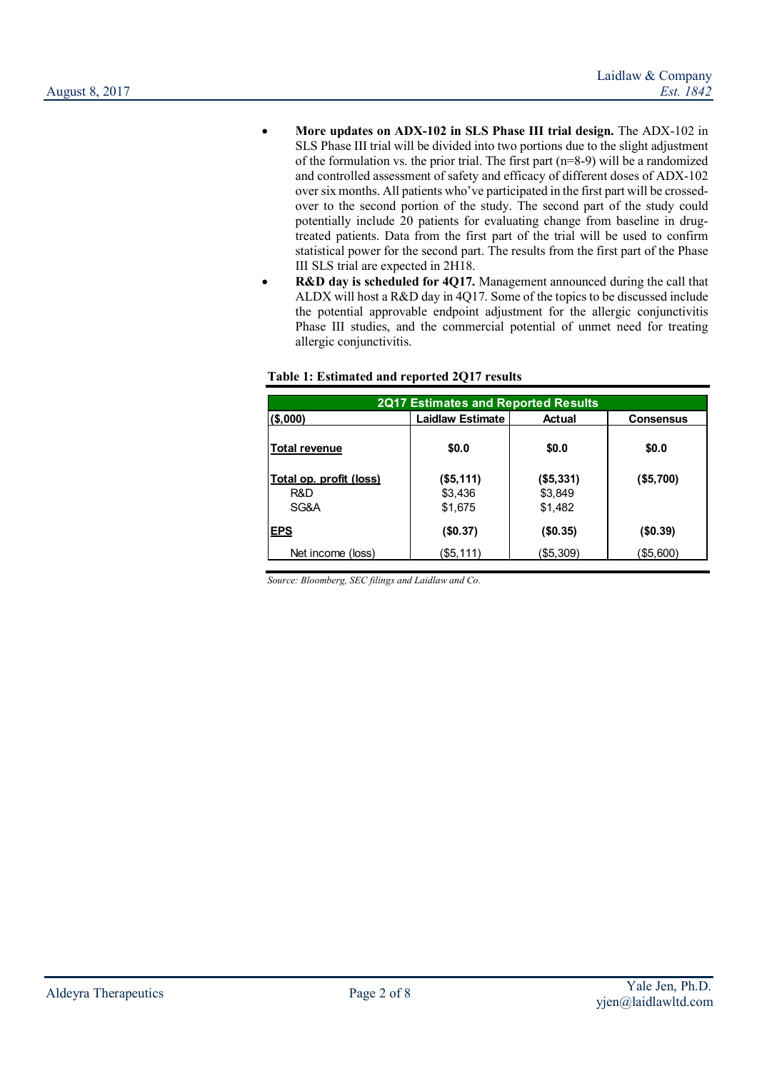- **More updates on ADX-102 in SLS Phase III trial design.** The ADX-102 in SLS Phase III trial will be divided into two portions due to the slight adjustment of the formulation vs. the prior trial. The first part (n=8-9) will be a randomized and controlled assessment of safety and efficacy of different doses of ADX-102 over six months. All patients who've participated in the first part will be crossed-over to the second portion of the study. The second part of the study could potentially include 20 patients for evaluating change from baseline in drug-treated patients. Data from the first part of the trial will be used to confirm statistical power for the second part. The results from the first part of the Phase III SLS trial are expected in 2H18.
- **R&D day is scheduled for 4Q17.** Management announced during the call that ALDX will host a R&D day in 4Q17. Some of the topics to be discussed include the potential approvable endpoint adjustment for the allergic conjunctivitis Phase III studies, and the commercial potential of unmet need for treating allergic conjunctivitis.

**Table 1: Estimated and reported 2Q17 results**

| 2Q17 Estimates and Reported Results | | | |
|---|---|---|---|
| **($,000)** | **Laidlaw Estimate** | **Actual** | **Consensus** |
| **Total revenue** | **$0.0** | **$0.0** | **$0.0** |
| **Total op. profit (loss)** | **($5,111)** | **($5,331)** | **($5,700)** |
| R&D | $3,436 | $3,849 | |
| SG&A | $1,675 | $1,482 | |
| **EPS** | **($0.37)** | **($0.35)** | **($0.39)** |
| Net income (loss) | ($5,111) | ($5,309) | ($5,600) |

*Source: Bloomberg, SEC filings and Laidlaw and Co.*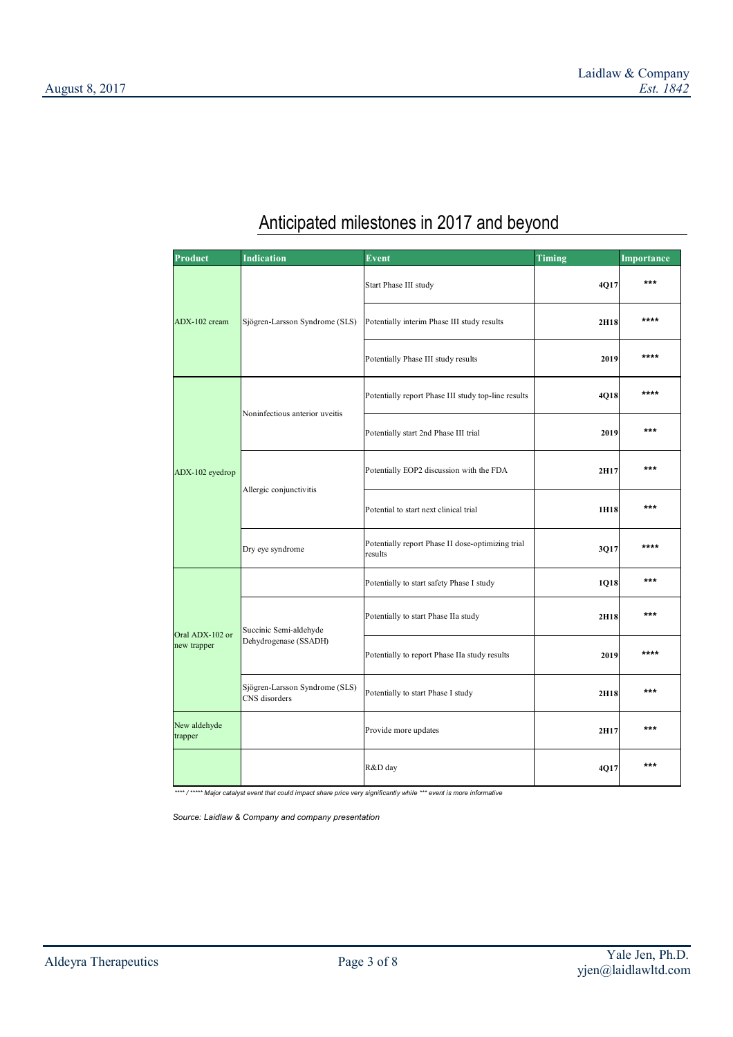## Anticipated milestones in 2017 and beyond

| Product | Indication | Event | Timing | Importance |
|---|---|---|---|---|
| ADX-102 cream | Sjögren-Larsson Syndrome (SLS) | Start Phase III study | 4Q17 | *** |
| | | Potentially interim Phase III study results | 2H18 | **** |
| | | Potentially Phase III study results | 2019 | **** |
| ADX-102 eyedrop | Noninfectious anterior uveitis | Potentially report Phase III study top-line results | 4Q18 | **** |
| | | Potentially start 2nd Phase III trial | 2019 | *** |
| | Allergic conjunctivitis | Potentially EOP2 discussion with the FDA | 2H17 | *** |
| | | Potential to start next clinical trial | 1H18 | *** |
| | Dry eye syndrome | Potentially report Phase II dose-optimizing trial results | 3Q17 | **** |
| Oral ADX-102 or new trapper | | Potentially to start safety Phase I study | 1Q18 | *** |
| | Succinic Semi-aldehyde Dehydrogenase (SSADH) | Potentially to start Phase IIa study | 2H18 | *** |
| | | Potentially to report Phase IIa study results | 2019 | **** |
| | Sjögren-Larsson Syndrome (SLS) CNS disorders | Potentially to start Phase I study | 2H18 | *** |
| New aldehyde trapper | | Provide more updates | 2H17 | *** |
| | | R&D day | 4Q17 | *** |

*\*\*\*\* / \*\*\*\*\* Major catalyst event that could impact share price very significantly while \*\*\* event is more informative*

*Source: Laidlaw & Company and company presentation*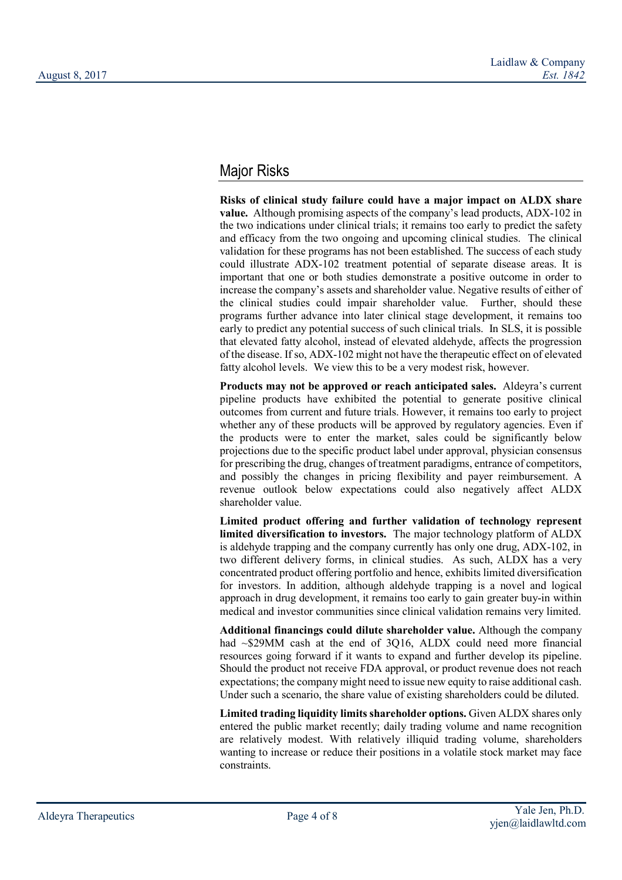## Major Risks

**Risks of clinical study failure could have a major impact on ALDX share value.** Although promising aspects of the company's lead products, ADX-102 in the two indications under clinical trials; it remains too early to predict the safety and efficacy from the two ongoing and upcoming clinical studies. The clinical validation for these programs has not been established. The success of each study could illustrate ADX-102 treatment potential of separate disease areas. It is important that one or both studies demonstrate a positive outcome in order to increase the company's assets and shareholder value. Negative results of either of the clinical studies could impair shareholder value. Further, should these programs further advance into later clinical stage development, it remains too early to predict any potential success of such clinical trials. In SLS, it is possible that elevated fatty alcohol, instead of elevated aldehyde, affects the progression of the disease. If so, ADX-102 might not have the therapeutic effect on of elevated fatty alcohol levels. We view this to be a very modest risk, however.

**Products may not be approved or reach anticipated sales.** Aldeyra's current pipeline products have exhibited the potential to generate positive clinical outcomes from current and future trials. However, it remains too early to project whether any of these products will be approved by regulatory agencies. Even if the products were to enter the market, sales could be significantly below projections due to the specific product label under approval, physician consensus for prescribing the drug, changes of treatment paradigms, entrance of competitors, and possibly the changes in pricing flexibility and payer reimbursement. A revenue outlook below expectations could also negatively affect ALDX shareholder value.

**Limited product offering and further validation of technology represent limited diversification to investors.** The major technology platform of ALDX is aldehyde trapping and the company currently has only one drug, ADX-102, in two different delivery forms, in clinical studies. As such, ALDX has a very concentrated product offering portfolio and hence, exhibits limited diversification for investors. In addition, although aldehyde trapping is a novel and logical approach in drug development, it remains too early to gain greater buy-in within medical and investor communities since clinical validation remains very limited.

**Additional financings could dilute shareholder value.** Although the company had ~$29MM cash at the end of 3Q16, ALDX could need more financial resources going forward if it wants to expand and further develop its pipeline. Should the product not receive FDA approval, or product revenue does not reach expectations; the company might need to issue new equity to raise additional cash. Under such a scenario, the share value of existing shareholders could be diluted.

**Limited trading liquidity limits shareholder options.** Given ALDX shares only entered the public market recently; daily trading volume and name recognition are relatively modest. With relatively illiquid trading volume, shareholders wanting to increase or reduce their positions in a volatile stock market may face constraints.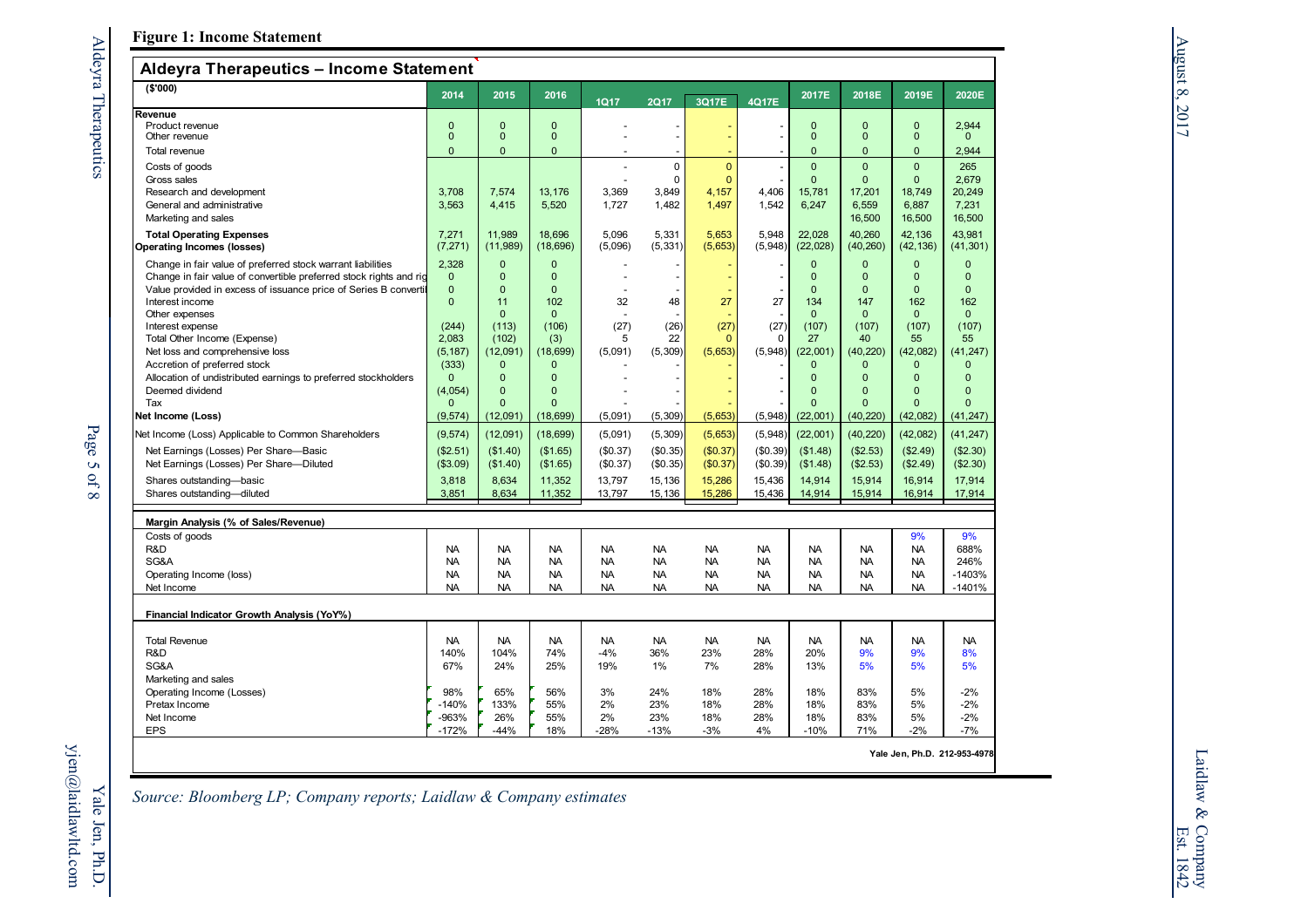**Figure 1: Income Statement**

**Aldeyra Therapeutics – Income Statement**

| ($'000) | 2014 | 2015 | 2016 | 1Q17 | 2Q17 | 3Q17E | 4Q17E | 2017E | 2018E | 2019E | 2020E |
|---|---|---|---|---|---|---|---|---|---|---|---|
| **Revenue** | | | | | | | | | | | |
| Product revenue | 0 | 0 | 0 | - | - | - | - | 0 | 0 | 0 | 2,944 |
| Other revenue | 0 | 0 | 0 | - | - | - | - | 0 | 0 | 0 | 0 |
| Total revenue | 0 | 0 | 0 | - | - | - | - | 0 | 0 | 0 | 2,944 |
| Costs of goods | | | | - | 0 | 0 | - | 0 | 0 | 0 | 265 |
| Gross sales | | | | - | 0 | 0 | - | 0 | 0 | 0 | 2,679 |
| Research and development | 3,708 | 7,574 | 13,176 | 3,369 | 3,849 | 4,157 | 4,406 | 15,781 | 17,201 | 18,749 | 20,249 |
| General and administrative | 3,563 | 4,415 | 5,520 | 1,727 | 1,482 | 1,497 | 1,542 | 6,247 | 6,559 | 6,887 | 7,231 |
| Marketing and sales | | | | | | | | | 16,500 | 16,500 | 16,500 |
| **Total Operating Expenses** | 7,271 | 11,989 | 18,696 | 5,096 | 5,331 | 5,653 | 5,948 | 22,028 | 40,260 | 42,136 | 43,981 |
| **Operating Incomes (losses)** | (7,271) | (11,989) | (18,696) | (5,096) | (5,331) | (5,653) | (5,948) | (22,028) | (40,260) | (42,136) | (41,301) |
| Change in fair value of preferred stock warrant liabilities | 2,328 | 0 | 0 | - | - | - | - | 0 | 0 | 0 | 0 |
| Change in fair value of convertible preferred stock rights and rig | 0 | 0 | 0 | - | - | - | - | 0 | 0 | 0 | 0 |
| Value provided in excess of issuance price of Series B converti | 0 | 0 | 0 | - | - | - | - | 0 | 0 | 0 | 0 |
| Interest income | 0 | 11 | 102 | 32 | 48 | 27 | 27 | 134 | 147 | 162 | 162 |
| Other expenses | | 0 | 0 | - | - | - | - | 0 | 0 | 0 | 0 |
| Interest expense | (244) | (113) | (106) | (27) | (26) | (27) | (27) | (107) | (107) | (107) | (107) |
| Total Other Income (Expense) | 2,083 | (102) | (3) | 5 | 22 | 0 | 0 | 27 | 40 | 55 | 55 |
| Net loss and comprehensive loss | (5,187) | (12,091) | (18,699) | (5,091) | (5,309) | (5,653) | (5,948) | (22,001) | (40,220) | (42,082) | (41,247) |
| Accretion of preferred stock | (333) | 0 | 0 | - | - | - | - | 0 | 0 | 0 | 0 |
| Allocation of undistributed earnings to preferred stockholders | 0 | 0 | 0 | - | - | - | - | 0 | 0 | 0 | 0 |
| Deemed dividend | (4,054) | 0 | 0 | - | - | - | - | 0 | 0 | 0 | 0 |
| Tax | 0 | 0 | 0 | - | - | - | - | 0 | 0 | 0 | 0 |
| **Net Income (Loss)** | (9,574) | (12,091) | (18,699) | (5,091) | (5,309) | (5,653) | (5,948) | (22,001) | (40,220) | (42,082) | (41,247) |
| Net Income (Loss) Applicable to Common Shareholders | (9,574) | (12,091) | (18,699) | (5,091) | (5,309) | (5,653) | (5,948) | (22,001) | (40,220) | (42,082) | (41,247) |
| Net Earnings (Losses) Per Share—Basic | ($2.51) | ($1.40) | ($1.65) | ($0.37) | ($0.35) | ($0.37) | ($0.39) | ($1.48) | ($2.53) | ($2.49) | ($2.30) |
| Net Earnings (Losses) Per Share—Diluted | ($3.09) | ($1.40) | ($1.65) | ($0.37) | ($0.35) | ($0.37) | ($0.39) | ($1.48) | ($2.53) | ($2.49) | ($2.30) |
| Shares outstanding—basic | 3,818 | 8,634 | 11,352 | 13,797 | 15,136 | 15,286 | 15,436 | 14,914 | 15,914 | 16,914 | 17,914 |
| Shares outstanding—diluted | 3,851 | 8,634 | 11,352 | 13,797 | 15,136 | 15,286 | 15,436 | 14,914 | 15,914 | 16,914 | 17,914 |
| **Margin Analysis (% of Sales/Revenue)** | | | | | | | | | | | |
| Costs of goods | | | | | | | | | | 9% | 9% |
| R&D | NA | NA | NA | NA | NA | NA | NA | NA | NA | NA | 688% |
| SG&A | NA | NA | NA | NA | NA | NA | NA | NA | NA | NA | 246% |
| Operating Income (loss) | NA | NA | NA | NA | NA | NA | NA | NA | NA | NA | -1403% |
| Net Income | NA | NA | NA | NA | NA | NA | NA | NA | NA | NA | -1401% |
| **Financial Indicator Growth Analysis (YoY%)** | | | | | | | | | | | |
| Total Revenue | NA | NA | NA | NA | NA | NA | NA | NA | NA | NA | NA |
| R&D | 140% | 104% | 74% | -4% | 36% | 23% | 28% | 20% | 9% | 9% | 8% |
| SG&A | 67% | 24% | 25% | 19% | 1% | 7% | 28% | 13% | 5% | 5% | 5% |
| Marketing and sales | | | | | | | | | | | |
| Operating Income (Losses) | 98% | 65% | 56% | 3% | 24% | 18% | 28% | 18% | 83% | 5% | -2% |
| Pretax Income | -140% | 133% | 55% | 2% | 23% | 18% | 28% | 18% | 83% | 5% | -2% |
| Net Income | -963% | 26% | 55% | 2% | 23% | 18% | 28% | 18% | 83% | 5% | -2% |
| EPS | -172% | -44% | 18% | -28% | -13% | -3% | 4% | -10% | 71% | -2% | -7% |

**Yale Jen, Ph.D. 212-953-4978**

*Source: Bloomberg LP; Company reports; Laidlaw & Company estimates*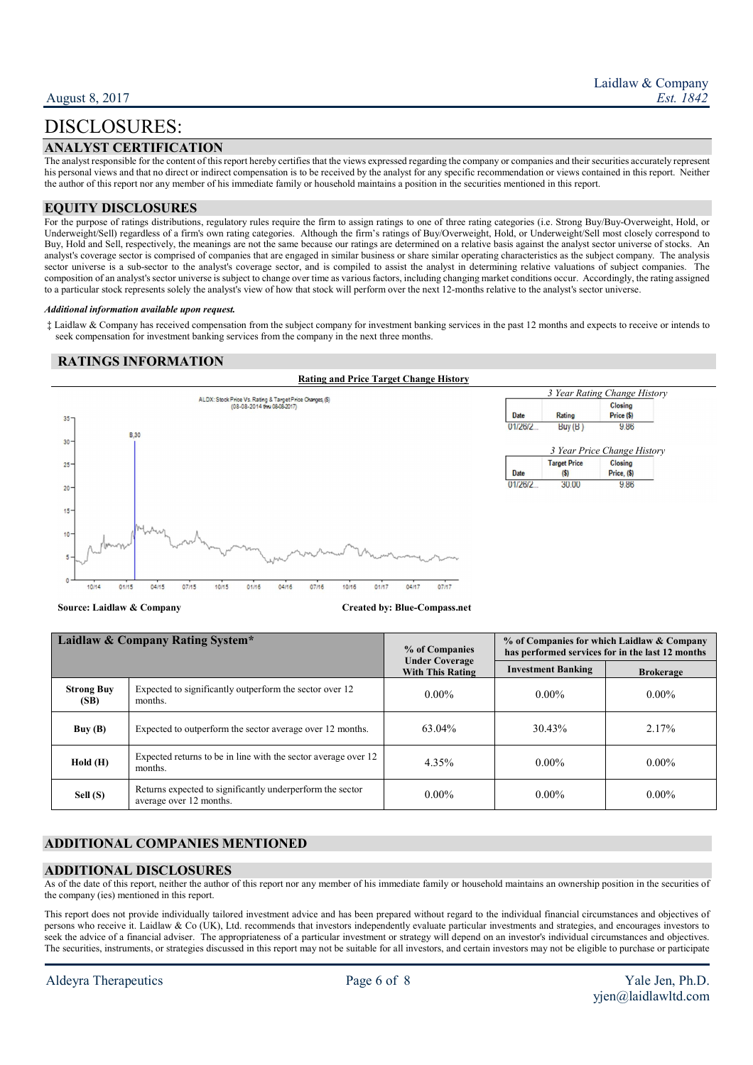# DISCLOSURES:

## ANALYST CERTIFICATION

The analyst responsible for the content of this report hereby certifies that the views expressed regarding the company or companies and their securities accurately represent his personal views and that no direct or indirect compensation is to be received by the analyst for any specific recommendation or views contained in this report. Neither the author of this report nor any member of his immediate family or household maintains a position in the securities mentioned in this report.

## EQUITY DISCLOSURES

For the purpose of ratings distributions, regulatory rules require the firm to assign ratings to one of three rating categories (i.e. Strong Buy/Buy-Overweight, Hold, or Underweight/Sell) regardless of a firm's own rating categories. Although the firm's ratings of Buy/Overweight, Hold, or Underweight/Sell most closely correspond to Buy, Hold and Sell, respectively, the meanings are not the same because our ratings are determined on a relative basis against the analyst sector universe of stocks. An analyst's coverage sector is comprised of companies that are engaged in similar business or share similar operating characteristics as the subject company. The analysis sector universe is a sub-sector to the analyst's coverage sector, and is compiled to assist the analyst in determining relative valuations of subject companies. The composition of an analyst's sector universe is subject to change over time as various factors, including changing market conditions occur. Accordingly, the rating assigned to a particular stock represents solely the analyst's view of how that stock will perform over the next 12-months relative to the analyst's sector universe.

***Additional information available upon request.***

‡ Laidlaw & Company has received compensation from the subject company for investment banking services in the past 12 months and expects to receive or intends to seek compensation for investment banking services from the company in the next three months.

## RATINGS INFORMATION

**Rating and Price Target Change History**

ALDX: Stock Price Vs. Rating & Target Price Changes ($) (08-08-2014 thru 08-08-2017)

*3 Year Rating Change History*

| Date | Rating | Closing Price ($) |
|---|---|---|
| 01/26/2... | Buy (B) | 9.86 |

*3 Year Price Change History*

| Date | Target Price ($) | Closing Price, ($) |
|---|---|---|
| 01/26/2... | 30.00 | 9.86 |

**Source: Laidlaw & Company** **Created by: Blue-Compass.net**

| Laidlaw & Company Rating System* | | % of Companies Under Coverage With This Rating | % of Companies for which Laidlaw & Company has performed services for in the last 12 months | |
|---|---|---|---|---|
| | | | Investment Banking | Brokerage |
| **Strong Buy (SB)** | Expected to significantly outperform the sector over 12 months. | 0.00% | 0.00% | 0.00% |
| **Buy (B)** | Expected to outperform the sector average over 12 months. | 63.04% | 30.43% | 2.17% |
| **Hold (H)** | Expected returns to be in line with the sector average over 12 months. | 4.35% | 0.00% | 0.00% |
| **Sell (S)** | Returns expected to significantly underperform the sector average over 12 months. | 0.00% | 0.00% | 0.00% |

## ADDITIONAL COMPANIES MENTIONED

## ADDITIONAL DISCLOSURES

As of the date of this report, neither the author of this report nor any member of his immediate family or household maintains an ownership position in the securities of the company (ies) mentioned in this report.

This report does not provide individually tailored investment advice and has been prepared without regard to the individual financial circumstances and objectives of persons who receive it. Laidlaw & Co (UK), Ltd. recommends that investors independently evaluate particular investments and strategies, and encourages investors to seek the advice of a financial adviser. The appropriateness of a particular investment or strategy will depend on an investor's individual circumstances and objectives. The securities, instruments, or strategies discussed in this report may not be suitable for all investors, and certain investors may not be eligible to purchase or participate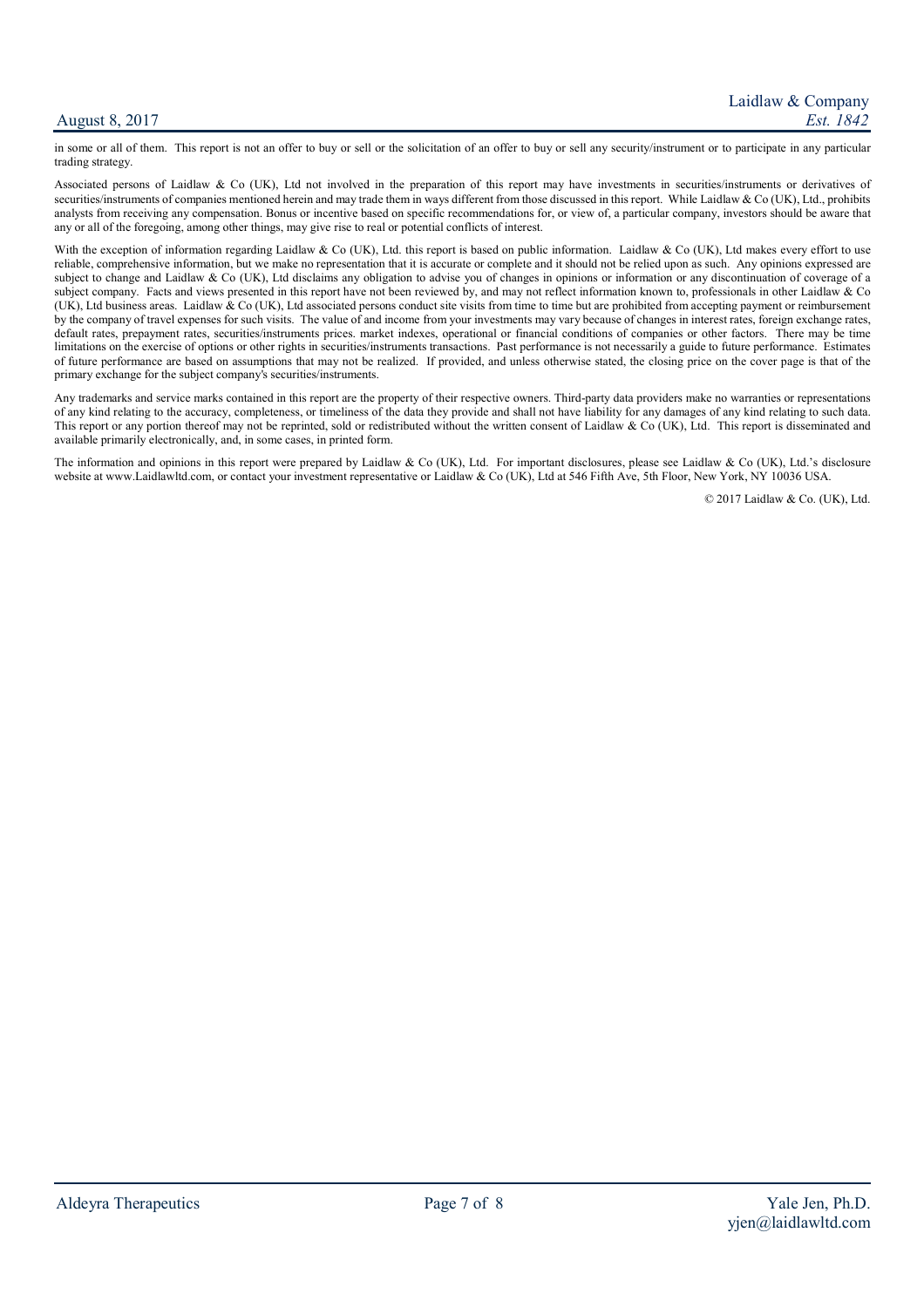in some or all of them. This report is not an offer to buy or sell or the solicitation of an offer to buy or sell any security/instrument or to participate in any particular trading strategy.

Associated persons of Laidlaw & Co (UK), Ltd not involved in the preparation of this report may have investments in securities/instruments or derivatives of securities/instruments of companies mentioned herein and may trade them in ways different from those discussed in this report. While Laidlaw & Co (UK), Ltd., prohibits analysts from receiving any compensation. Bonus or incentive based on specific recommendations for, or view of, a particular company, investors should be aware that any or all of the foregoing, among other things, may give rise to real or potential conflicts of interest.

With the exception of information regarding Laidlaw & Co (UK), Ltd. this report is based on public information. Laidlaw & Co (UK), Ltd makes every effort to use reliable, comprehensive information, but we make no representation that it is accurate or complete and it should not be relied upon as such. Any opinions expressed are subject to change and Laidlaw & Co (UK), Ltd disclaims any obligation to advise you of changes in opinions or information or any discontinuation of coverage of a subject company. Facts and views presented in this report have not been reviewed by, and may not reflect information known to, professionals in other Laidlaw & Co (UK), Ltd business areas. Laidlaw & Co (UK), Ltd associated persons conduct site visits from time to time but are prohibited from accepting payment or reimbursement by the company of travel expenses for such visits. The value of and income from your investments may vary because of changes in interest rates, foreign exchange rates, default rates, prepayment rates, securities/instruments prices. market indexes, operational or financial conditions of companies or other factors. There may be time limitations on the exercise of options or other rights in securities/instruments transactions. Past performance is not necessarily a guide to future performance. Estimates of future performance are based on assumptions that may not be realized. If provided, and unless otherwise stated, the closing price on the cover page is that of the primary exchange for the subject company's securities/instruments.

Any trademarks and service marks contained in this report are the property of their respective owners. Third-party data providers make no warranties or representations of any kind relating to the accuracy, completeness, or timeliness of the data they provide and shall not have liability for any damages of any kind relating to such data. This report or any portion thereof may not be reprinted, sold or redistributed without the written consent of Laidlaw & Co (UK), Ltd. This report is disseminated and available primarily electronically, and, in some cases, in printed form.

The information and opinions in this report were prepared by Laidlaw & Co (UK), Ltd. For important disclosures, please see Laidlaw & Co (UK), Ltd.'s disclosure website at www.Laidlawltd.com, or contact your investment representative or Laidlaw & Co (UK), Ltd at 546 Fifth Ave, 5th Floor, New York, NY 10036 USA.

© 2017 Laidlaw & Co. (UK), Ltd.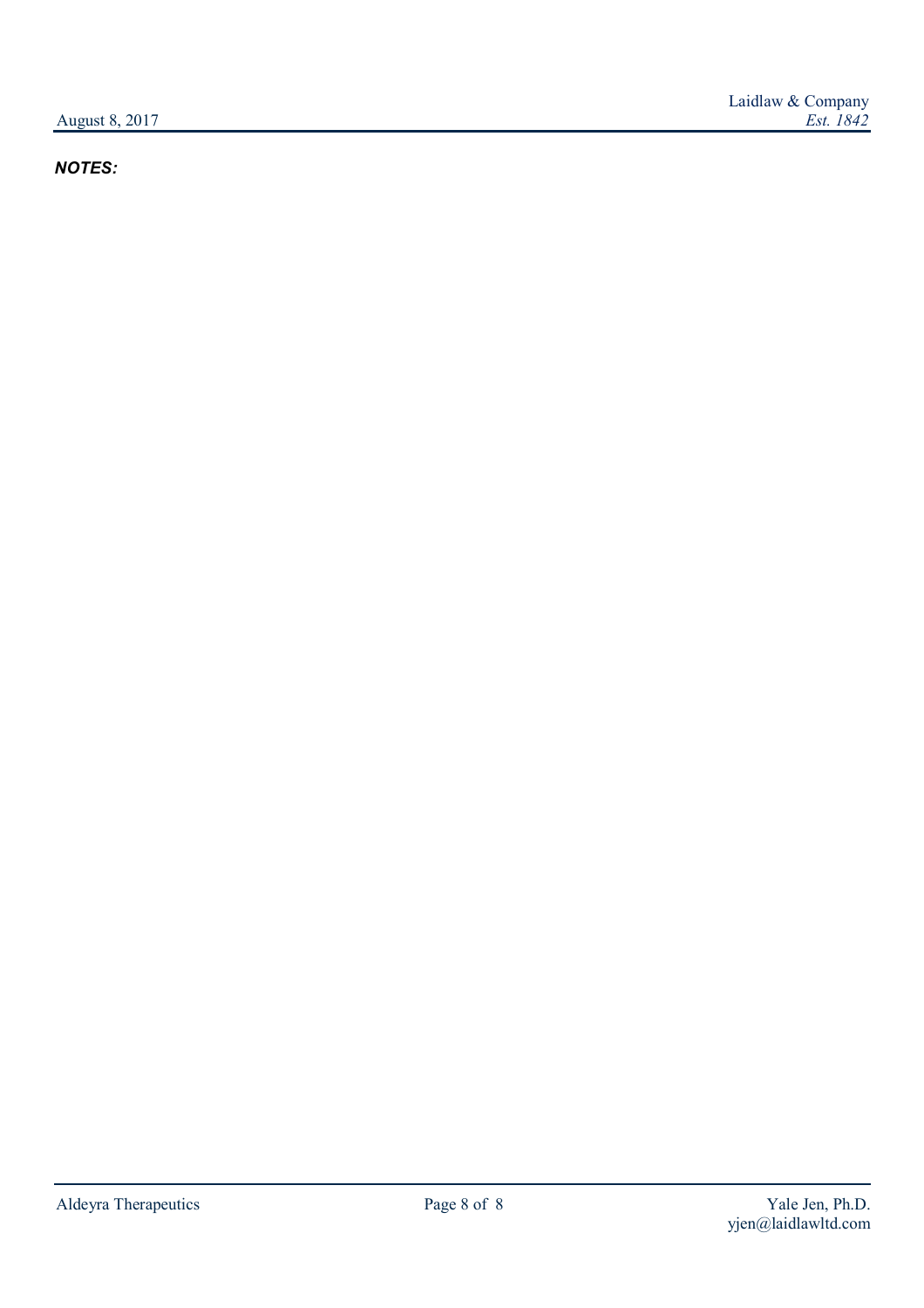***NOTES:***